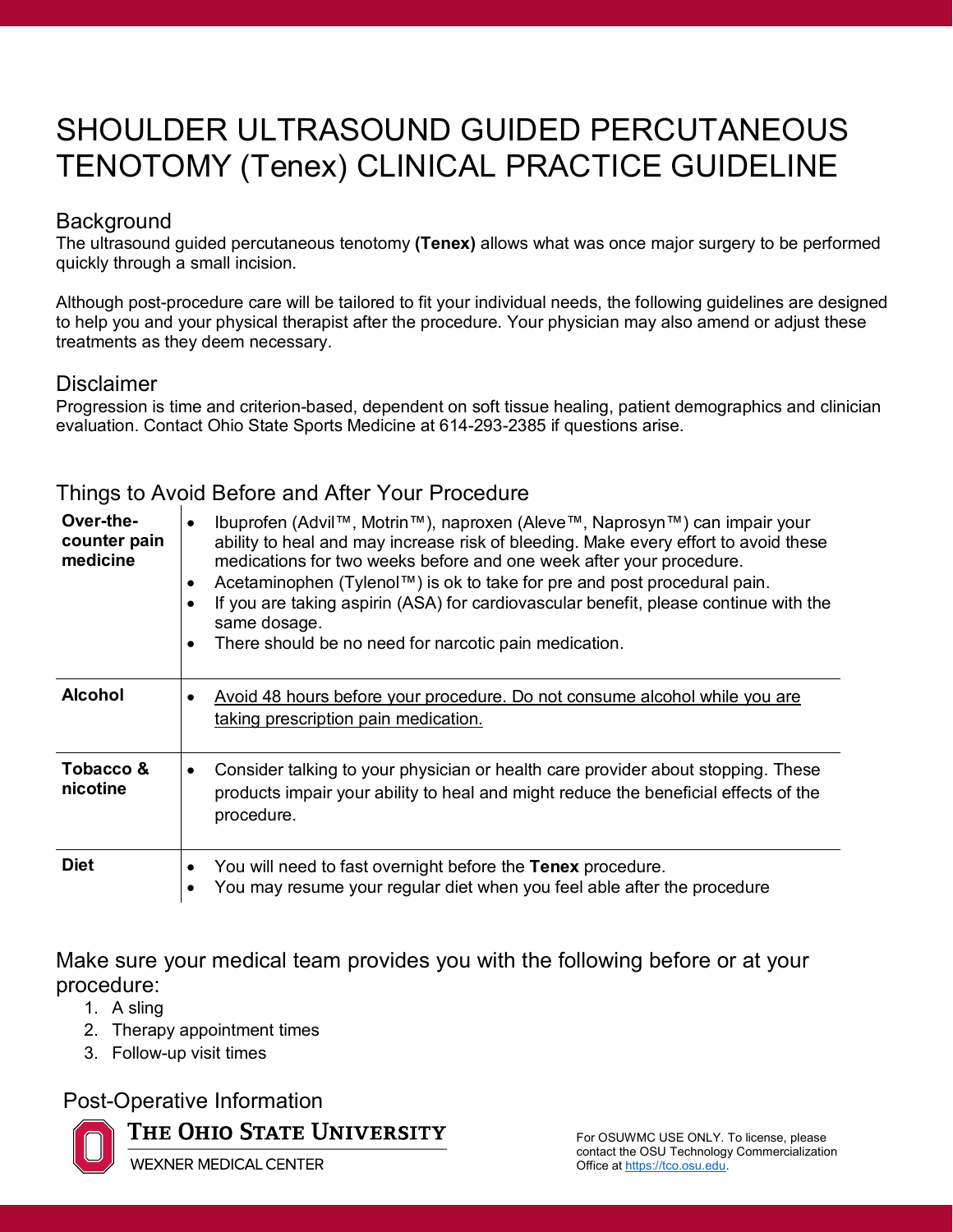# SHOULDER ULTRASOUND GUIDED PERCUTANEOUS TENOTOMY (Tenex) CLINICAL PRACTICE GUIDELINE

## Background

The ultrasound guided percutaneous tenotomy **(Tenex)** allows what was once major surgery to be performed quickly through a small incision.

Although post-procedure care will be tailored to fit your individual needs, the following guidelines are designed to help you and your physical therapist after the procedure. Your physician may also amend or adjust these treatments as they deem necessary.

## Disclaimer

Progression is time and criterion-based, dependent on soft tissue healing, patient demographics and clinician evaluation. Contact Ohio State Sports Medicine at 614-293-2385 if questions arise.

## Things to Avoid Before and After Your Procedure

| | |
|---|---|
| **Over-the-counter pain medicine** | • Ibuprofen (Advil™, Motrin™), naproxen (Aleve™, Naprosyn™) can impair your ability to heal and may increase risk of bleeding. Make every effort to avoid these medications for two weeks before and one week after your procedure.<br>• Acetaminophen (Tylenol™) is ok to take for pre and post procedural pain.<br>• If you are taking aspirin (ASA) for cardiovascular benefit, please continue with the same dosage.<br>• There should be no need for narcotic pain medication. |
| **Alcohol** | • <u>Avoid 48 hours before your procedure. Do not consume alcohol while you are taking prescription pain medication.</u> |
| **Tobacco & nicotine** | • Consider talking to your physician or health care provider about stopping. These products impair your ability to heal and might reduce the beneficial effects of the procedure. |
| **Diet** | • You will need to fast overnight before the **Tenex** procedure.<br>• You may resume your regular diet when you feel able after the procedure |

## Make sure your medical team provides you with the following before or at your procedure:

1. A sling
2. Therapy appointment times
3. Follow-up visit times

## Post-Operative Information

For OSUWMC USE ONLY. To license, please contact the OSU Technology Commercialization Office at https://tco.osu.edu.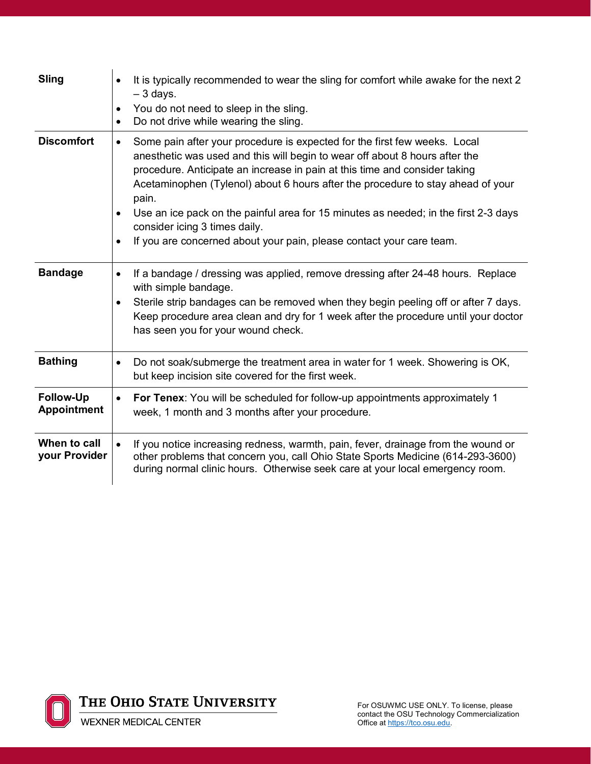| | |
|---|---|
| **Sling** | • It is typically recommended to wear the sling for comfort while awake for the next 2 – 3 days.<br>• You do not need to sleep in the sling.<br>• Do not drive while wearing the sling. |
| **Discomfort** | • Some pain after your procedure is expected for the first few weeks. Local anesthetic was used and this will begin to wear off about 8 hours after the procedure. Anticipate an increase in pain at this time and consider taking Acetaminophen (Tylenol) about 6 hours after the procedure to stay ahead of your pain.<br>• Use an ice pack on the painful area for 15 minutes as needed; in the first 2-3 days consider icing 3 times daily.<br>• If you are concerned about your pain, please contact your care team. |
| **Bandage** | • If a bandage / dressing was applied, remove dressing after 24-48 hours. Replace with simple bandage.<br>• Sterile strip bandages can be removed when they begin peeling off or after 7 days. Keep procedure area clean and dry for 1 week after the procedure until your doctor has seen you for your wound check. |
| **Bathing** | • Do not soak/submerge the treatment area in water for 1 week. Showering is OK, but keep incision site covered for the first week. |
| **Follow-Up Appointment** | • **For Tenex**: You will be scheduled for follow-up appointments approximately 1 week, 1 month and 3 months after your procedure. |
| **When to call your Provider** | • If you notice increasing redness, warmth, pain, fever, drainage from the wound or other problems that concern you, call Ohio State Sports Medicine (614-293-3600) during normal clinic hours. Otherwise seek care at your local emergency room. |

THE OHIO STATE UNIVERSITY
WEXNER MEDICAL CENTER

For OSUWMC USE ONLY. To license, please contact the OSU Technology Commercialization Office at https://tco.osu.edu.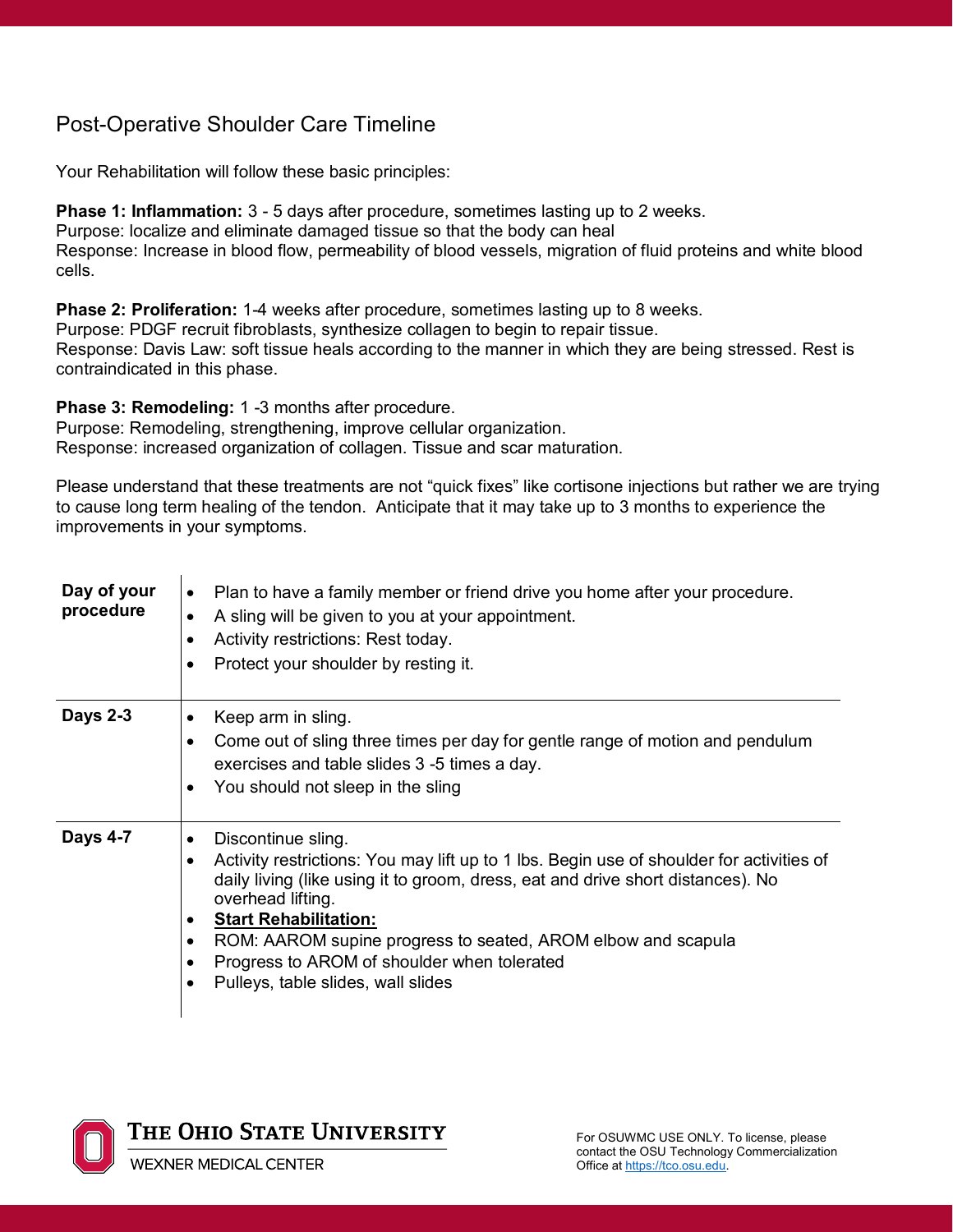## Post-Operative Shoulder Care Timeline

Your Rehabilitation will follow these basic principles:

**Phase 1: Inflammation:** 3 - 5 days after procedure, sometimes lasting up to 2 weeks.
Purpose: localize and eliminate damaged tissue so that the body can heal
Response: Increase in blood flow, permeability of blood vessels, migration of fluid proteins and white blood cells.

**Phase 2: Proliferation:** 1-4 weeks after procedure, sometimes lasting up to 8 weeks.
Purpose: PDGF recruit fibroblasts, synthesize collagen to begin to repair tissue.
Response: Davis Law: soft tissue heals according to the manner in which they are being stressed. Rest is contraindicated in this phase.

**Phase 3: Remodeling:** 1 -3 months after procedure.
Purpose: Remodeling, strengthening, improve cellular organization.
Response: increased organization of collagen. Tissue and scar maturation.

Please understand that these treatments are not "quick fixes" like cortisone injections but rather we are trying to cause long term healing of the tendon. Anticipate that it may take up to 3 months to experience the improvements in your symptoms.

| | |
|---|---|
| **Day of your procedure** | • Plan to have a family member or friend drive you home after your procedure.<br>• A sling will be given to you at your appointment.<br>• Activity restrictions: Rest today.<br>• Protect your shoulder by resting it. |
| **Days 2-3** | • Keep arm in sling.<br>• Come out of sling three times per day for gentle range of motion and pendulum exercises and table slides 3 -5 times a day.<br>• You should not sleep in the sling |
| **Days 4-7** | • Discontinue sling.<br>• Activity restrictions: You may lift up to 1 lbs. Begin use of shoulder for activities of daily living (like using it to groom, dress, eat and drive short distances). No overhead lifting.<br>• **<u>Start Rehabilitation:</u>**<br>• ROM: AAROM supine progress to seated, AROM elbow and scapula<br>• Progress to AROM of shoulder when tolerated<br>• Pulleys, table slides, wall slides |

For OSUWMC USE ONLY. To license, please contact the OSU Technology Commercialization Office at https://tco.osu.edu.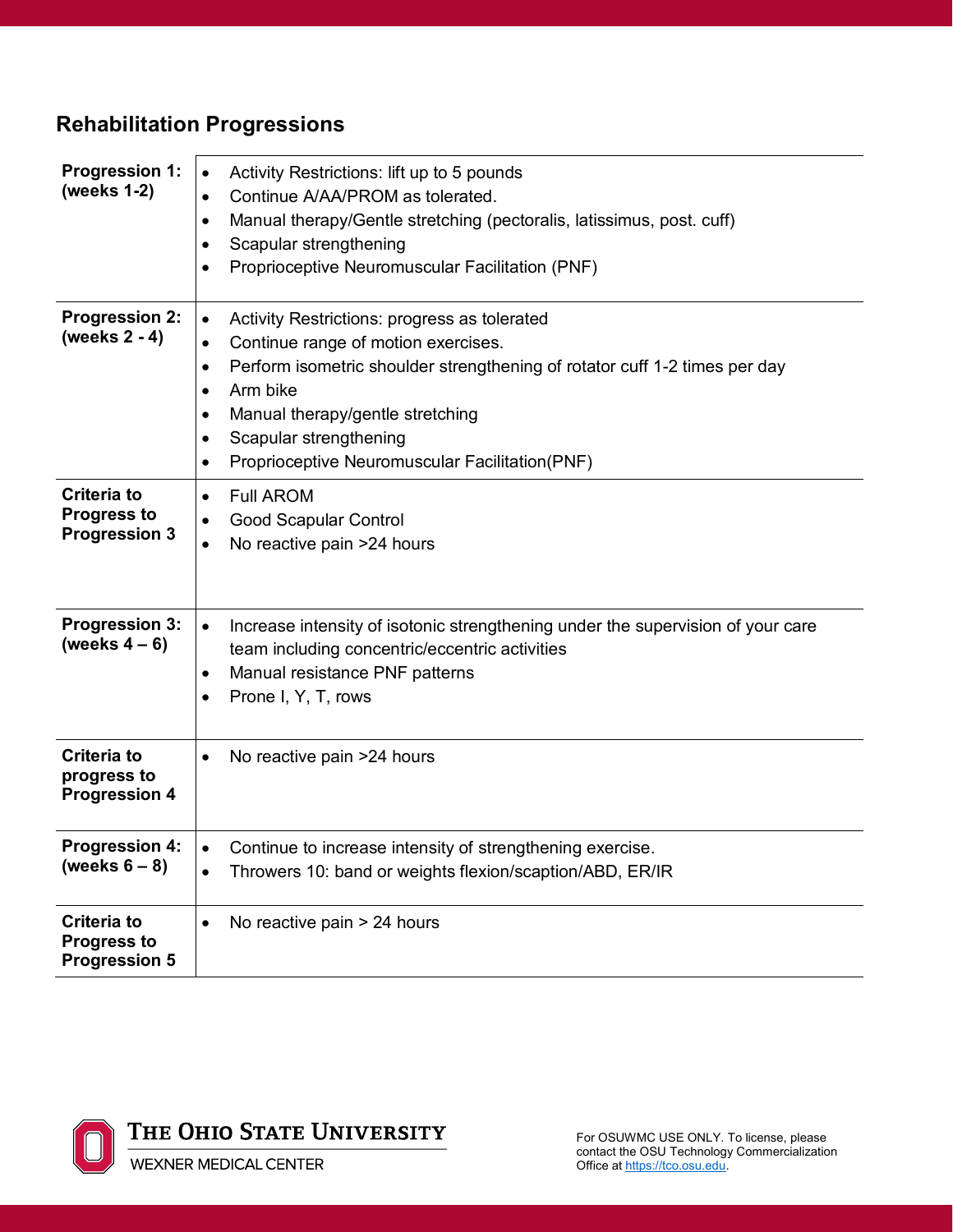## Rehabilitation Progressions

| | |
|---|---|
| **Progression 1: (weeks 1-2)** | • Activity Restrictions: lift up to 5 pounds<br>• Continue A/AA/PROM as tolerated.<br>• Manual therapy/Gentle stretching (pectoralis, latissimus, post. cuff)<br>• Scapular strengthening<br>• Proprioceptive Neuromuscular Facilitation (PNF) |
| **Progression 2: (weeks 2 - 4)** | • Activity Restrictions: progress as tolerated<br>• Continue range of motion exercises.<br>• Perform isometric shoulder strengthening of rotator cuff 1-2 times per day<br>• Arm bike<br>• Manual therapy/gentle stretching<br>• Scapular strengthening<br>• Proprioceptive Neuromuscular Facilitation(PNF) |
| **Criteria to Progress to Progression 3** | • Full AROM<br>• Good Scapular Control<br>• No reactive pain >24 hours |
| **Progression 3: (weeks 4 – 6)** | • Increase intensity of isotonic strengthening under the supervision of your care team including concentric/eccentric activities<br>• Manual resistance PNF patterns<br>• Prone I, Y, T, rows |
| **Criteria to progress to Progression 4** | • No reactive pain >24 hours |
| **Progression 4: (weeks 6 – 8)** | • Continue to increase intensity of strengthening exercise.<br>• Throwers 10: band or weights flexion/scaption/ABD, ER/IR |
| **Criteria to Progress to Progression 5** | • No reactive pain > 24 hours |

For OSUWMC USE ONLY. To license, please contact the OSU Technology Commercialization Office at https://tco.osu.edu.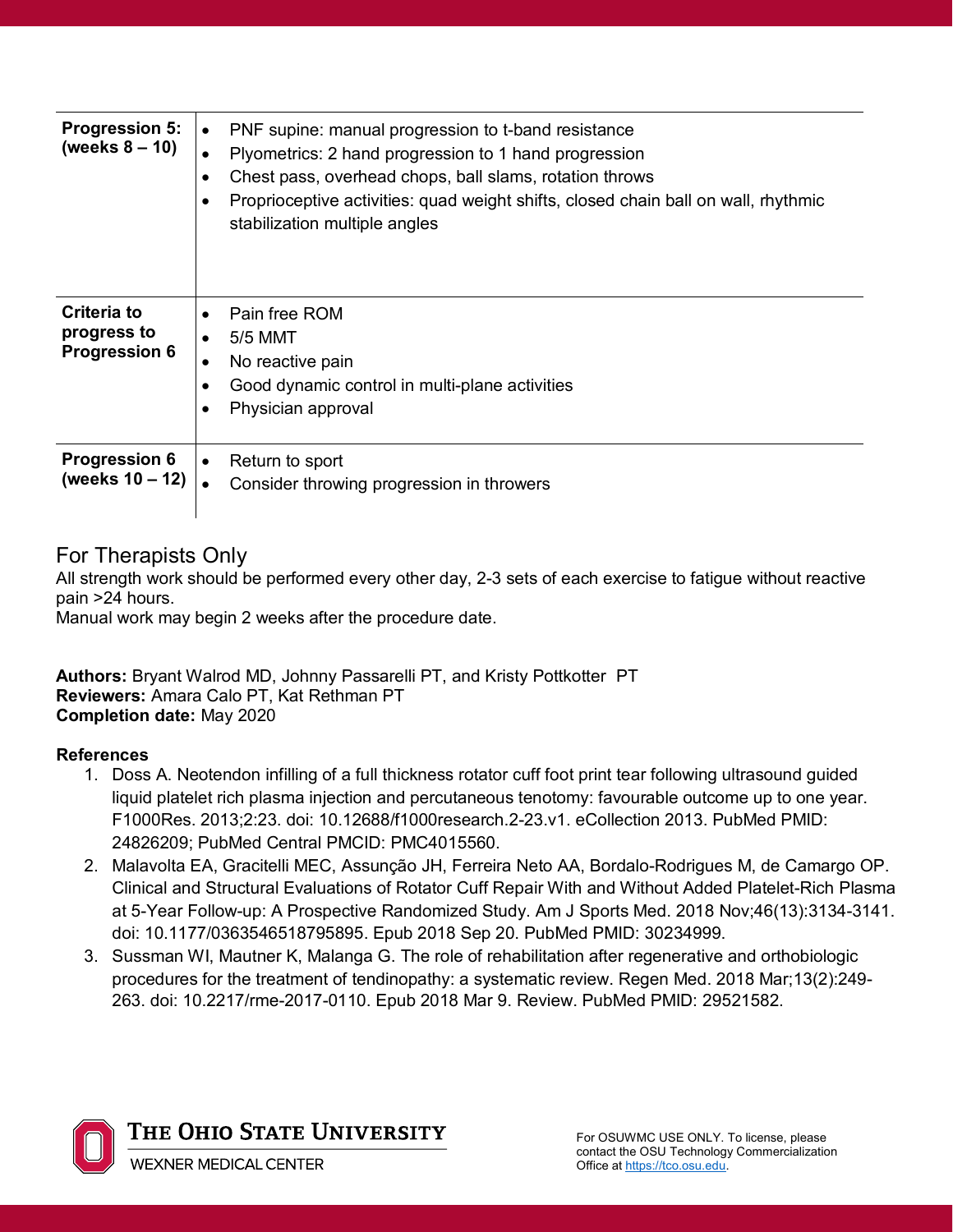| | |
|---|---|
| **Progression 5: (weeks 8 – 10)** | • PNF supine: manual progression to t-band resistance<br>• Plyometrics: 2 hand progression to 1 hand progression<br>• Chest pass, overhead chops, ball slams, rotation throws<br>• Proprioceptive activities: quad weight shifts, closed chain ball on wall, rhythmic stabilization multiple angles |
| **Criteria to progress to Progression 6** | • Pain free ROM<br>• 5/5 MMT<br>• No reactive pain<br>• Good dynamic control in multi-plane activities<br>• Physician approval |
| **Progression 6 (weeks 10 – 12)** | • Return to sport<br>• Consider throwing progression in throwers |

## For Therapists Only

All strength work should be performed every other day, 2-3 sets of each exercise to fatigue without reactive pain >24 hours.
Manual work may begin 2 weeks after the procedure date.

**Authors:** Bryant Walrod MD, Johnny Passarelli PT, and Kristy Pottkotter PT
**Reviewers:** Amara Calo PT, Kat Rethman PT
**Completion date:** May 2020

**References**

1. Doss A. Neotendon infilling of a full thickness rotator cuff foot print tear following ultrasound guided liquid platelet rich plasma injection and percutaneous tenotomy: favourable outcome up to one year. F1000Res. 2013;2:23. doi: 10.12688/f1000research.2-23.v1. eCollection 2013. PubMed PMID: 24826209; PubMed Central PMCID: PMC4015560.
2. Malavolta EA, Gracitelli MEC, Assunção JH, Ferreira Neto AA, Bordalo-Rodrigues M, de Camargo OP. Clinical and Structural Evaluations of Rotator Cuff Repair With and Without Added Platelet-Rich Plasma at 5-Year Follow-up: A Prospective Randomized Study. Am J Sports Med. 2018 Nov;46(13):3134-3141. doi: 10.1177/0363546518795895. Epub 2018 Sep 20. PubMed PMID: 30234999.
3. Sussman WI, Mautner K, Malanga G. The role of rehabilitation after regenerative and orthobiologic procedures for the treatment of tendinopathy: a systematic review. Regen Med. 2018 Mar;13(2):249-263. doi: 10.2217/rme-2017-0110. Epub 2018 Mar 9. Review. PubMed PMID: 29521582.

THE OHIO STATE UNIVERSITY
WEXNER MEDICAL CENTER

For OSUWMC USE ONLY. To license, please contact the OSU Technology Commercialization Office at https://tco.osu.edu.